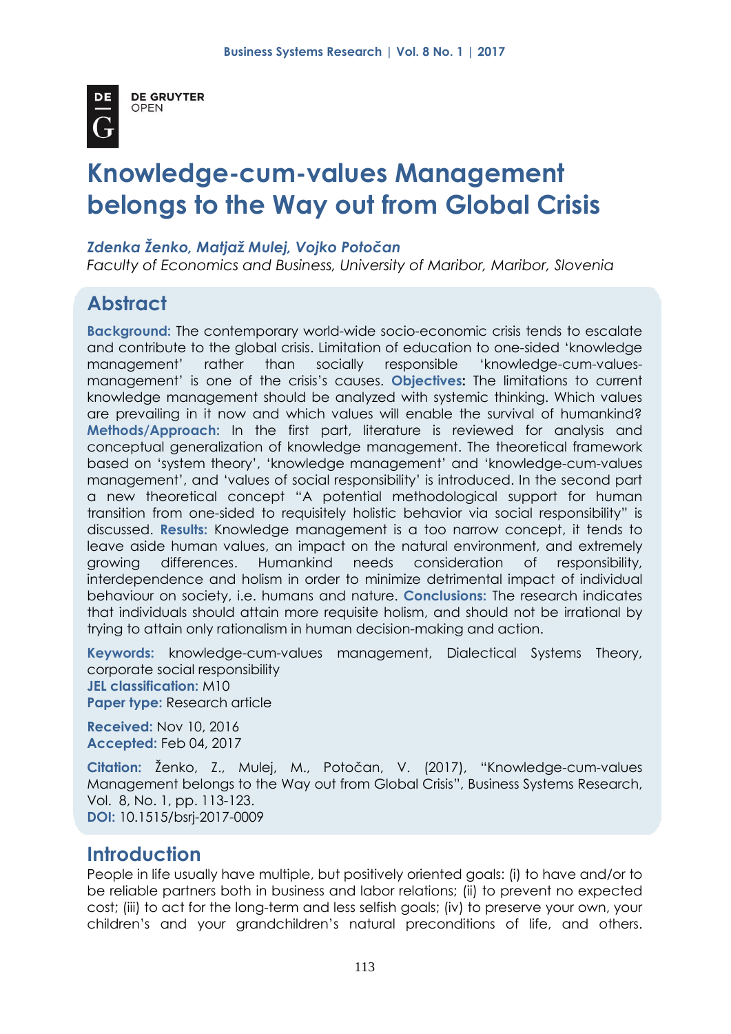DE GRUYTER
OPEN

# Knowledge-cum-values Management belongs to the Way out from Global Crisis

***Zdenka Ženko, Matjaž Mulej, Vojko Potočan***

*Faculty of Economics and Business, University of Maribor, Maribor, Slovenia*

## Abstract

**Background:** The contemporary world-wide socio-economic crisis tends to escalate and contribute to the global crisis. Limitation of education to one-sided 'knowledge management' rather than socially responsible 'knowledge-cum-values-management' is one of the crisis's causes. **Objectives:** The limitations to current knowledge management should be analyzed with systemic thinking. Which values are prevailing in it now and which values will enable the survival of humankind? **Methods/Approach:** In the first part, literature is reviewed for analysis and conceptual generalization of knowledge management. The theoretical framework based on 'system theory', 'knowledge management' and 'knowledge-cum-values management', and 'values of social responsibility' is introduced. In the second part a new theoretical concept "A potential methodological support for human transition from one-sided to requisitely holistic behavior via social responsibility" is discussed. **Results:** Knowledge management is a too narrow concept, it tends to leave aside human values, an impact on the natural environment, and extremely growing differences. Humankind needs consideration of responsibility, interdependence and holism in order to minimize detrimental impact of individual behaviour on society, i.e. humans and nature. **Conclusions:** The research indicates that individuals should attain more requisite holism, and should not be irrational by trying to attain only rationalism in human decision-making and action.

**Keywords:** knowledge-cum-values management, Dialectical Systems Theory, corporate social responsibility
**JEL classification:** M10
**Paper type:** Research article

**Received:** Nov 10, 2016
**Accepted:** Feb 04, 2017

**Citation:** Ženko, Z., Mulej, M., Potočan, V. (2017), "Knowledge-cum-values Management belongs to the Way out from Global Crisis", Business Systems Research, Vol. 8, No. 1, pp. 113-123.
**DOI:** 10.1515/bsrj-2017-0009

## Introduction

People in life usually have multiple, but positively oriented goals: (i) to have and/or to be reliable partners both in business and labor relations; (ii) to prevent no expected cost; (iii) to act for the long-term and less selfish goals; (iv) to preserve your own, your children's and your grandchildren's natural preconditions of life, and others.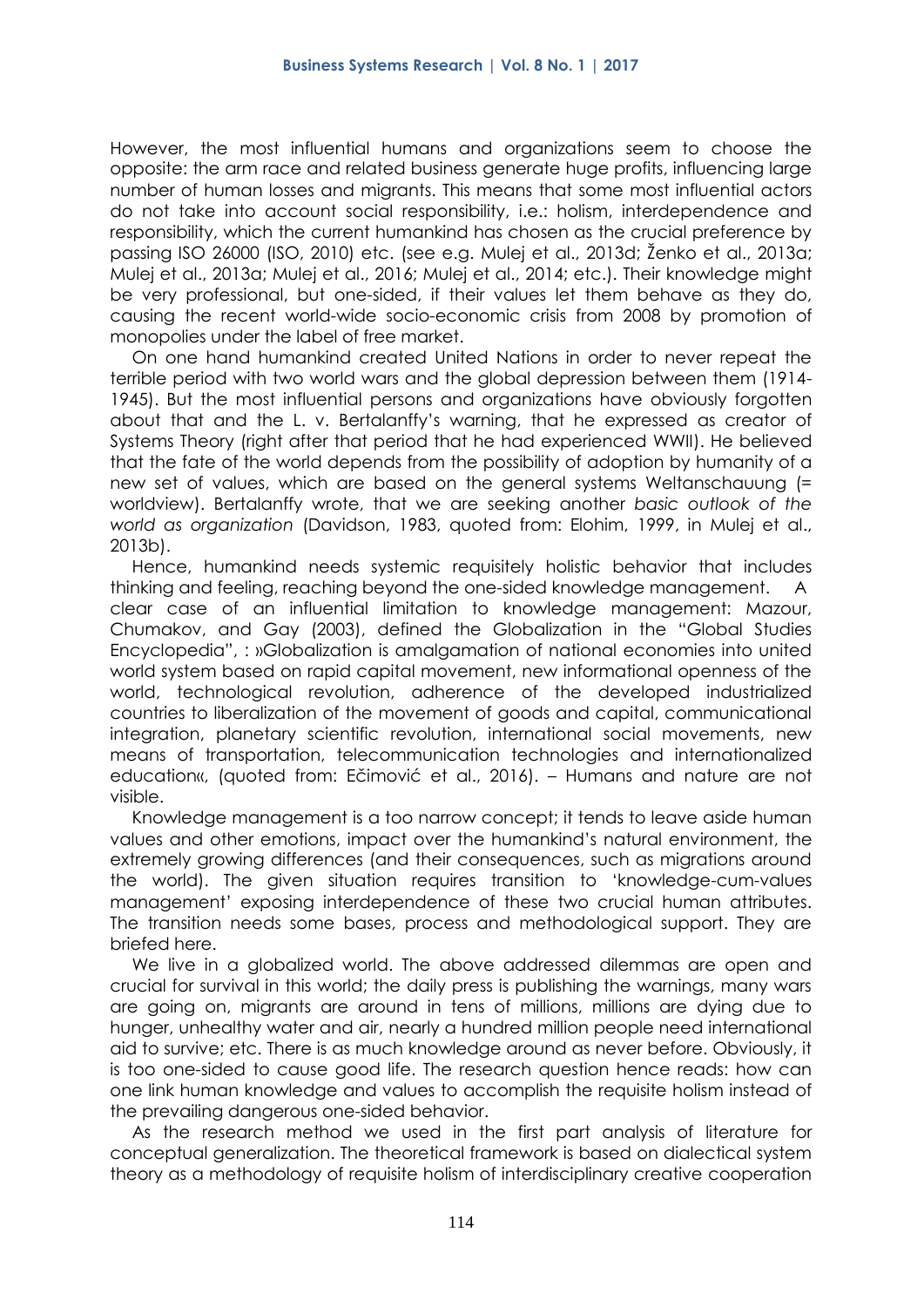However, the most influential humans and organizations seem to choose the opposite: the arm race and related business generate huge profits, influencing large number of human losses and migrants. This means that some most influential actors do not take into account social responsibility, i.e.: holism, interdependence and responsibility, which the current humankind has chosen as the crucial preference by passing ISO 26000 (ISO, 2010) etc. (see e.g. Mulej et al., 2013d; Ženko et al., 2013a; Mulej et al., 2013a; Mulej et al., 2016; Mulej et al., 2014; etc.). Their knowledge might be very professional, but one-sided, if their values let them behave as they do, causing the recent world-wide socio-economic crisis from 2008 by promotion of monopolies under the label of free market.

On one hand humankind created United Nations in order to never repeat the terrible period with two world wars and the global depression between them (1914-1945). But the most influential persons and organizations have obviously forgotten about that and the L. v. Bertalanffy's warning, that he expressed as creator of Systems Theory (right after that period that he had experienced WWII). He believed that the fate of the world depends from the possibility of adoption by humanity of a new set of values, which are based on the general systems Weltanschauung (= worldview). Bertalanffy wrote, that we are seeking another *basic outlook of the world as organization* (Davidson, 1983, quoted from: Elohim, 1999, in Mulej et al., 2013b).

Hence, humankind needs systemic requisitely holistic behavior that includes thinking and feeling, reaching beyond the one-sided knowledge management. A clear case of an influential limitation to knowledge management: Mazour, Chumakov, and Gay (2003), defined the Globalization in the "Global Studies Encyclopedia", : »Globalization is amalgamation of national economies into united world system based on rapid capital movement, new informational openness of the world, technological revolution, adherence of the developed industrialized countries to liberalization of the movement of goods and capital, communicational integration, planetary scientific revolution, international social movements, new means of transportation, telecommunication technologies and internationalized education«, (quoted from: Ečimović et al., 2016). – Humans and nature are not visible.

Knowledge management is a too narrow concept; it tends to leave aside human values and other emotions, impact over the humankind's natural environment, the extremely growing differences (and their consequences, such as migrations around the world). The given situation requires transition to 'knowledge-cum-values management' exposing interdependence of these two crucial human attributes. The transition needs some bases, process and methodological support. They are briefed here.

We live in a globalized world. The above addressed dilemmas are open and crucial for survival in this world; the daily press is publishing the warnings, many wars are going on, migrants are around in tens of millions, millions are dying due to hunger, unhealthy water and air, nearly a hundred million people need international aid to survive; etc. There is as much knowledge around as never before. Obviously, it is too one-sided to cause good life. The research question hence reads: how can one link human knowledge and values to accomplish the requisite holism instead of the prevailing dangerous one-sided behavior.

As the research method we used in the first part analysis of literature for conceptual generalization. The theoretical framework is based on dialectical system theory as a methodology of requisite holism of interdisciplinary creative cooperation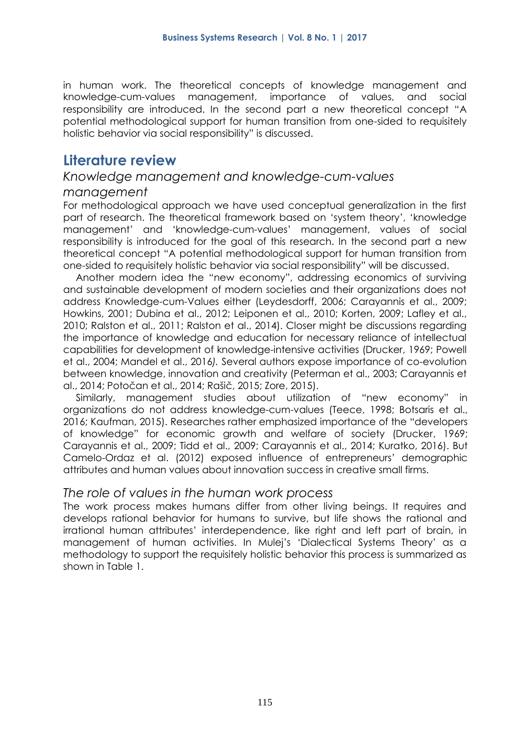in human work. The theoretical concepts of knowledge management and knowledge-cum-values management, importance of values, and social responsibility are introduced. In the second part a new theoretical concept "A potential methodological support for human transition from one-sided to requisitely holistic behavior via social responsibility" is discussed.

## Literature review

### *Knowledge management and knowledge-cum-values management*

For methodological approach we have used conceptual generalization in the first part of research. The theoretical framework based on 'system theory', 'knowledge management' and 'knowledge-cum-values' management, values of social responsibility is introduced for the goal of this research. In the second part a new theoretical concept "A potential methodological support for human transition from one-sided to requisitely holistic behavior via social responsibility" will be discussed.

Another modern idea the "new economy", addressing economics of surviving and sustainable development of modern societies and their organizations does not address Knowledge-cum-Values either (Leydesdorff, 2006; Carayannis et al., 2009; Howkins, 2001; Dubina et al., 2012; Leiponen et al., 2010; Korten, 2009; Lafley et al., 2010; Ralston et al., 2011; Ralston et al., 2014). Closer might be discussions regarding the importance of knowledge and education for necessary reliance of intellectual capabilities for development of knowledge-intensive activities (Drucker, 1969; Powell et al., 2004; Mandel et al., 2016*).* Several authors expose importance of co-evolution between knowledge, innovation and creativity (Peterman et al., 2003; Carayannis et al., 2014; Potočan et al., 2014; Rašič, 2015; Zore, 2015).

Similarly, management studies about utilization of "new economy" in organizations do not address knowledge-cum-values (Teece, 1998; Botsaris et al., 2016; Kaufman, 2015). Researches rather emphasized importance of the "developers of knowledge" for economic growth and welfare of society (Drucker, 1969; Carayannis et al., 2009; Tidd et al., 2009; Carayannis et al., 2014; Kuratko, 2016). But Camelo-Ordaz et al. (2012) exposed influence of entrepreneurs' demographic attributes and human values about innovation success in creative small firms.

### *The role of values in the human work process*

The work process makes humans differ from other living beings. It requires and develops rational behavior for humans to survive, but life shows the rational and irrational human attributes' interdependence, like right and left part of brain, in management of human activities. In Mulej's 'Dialectical Systems Theory' as a methodology to support the requisitely holistic behavior this process is summarized as shown in Table 1.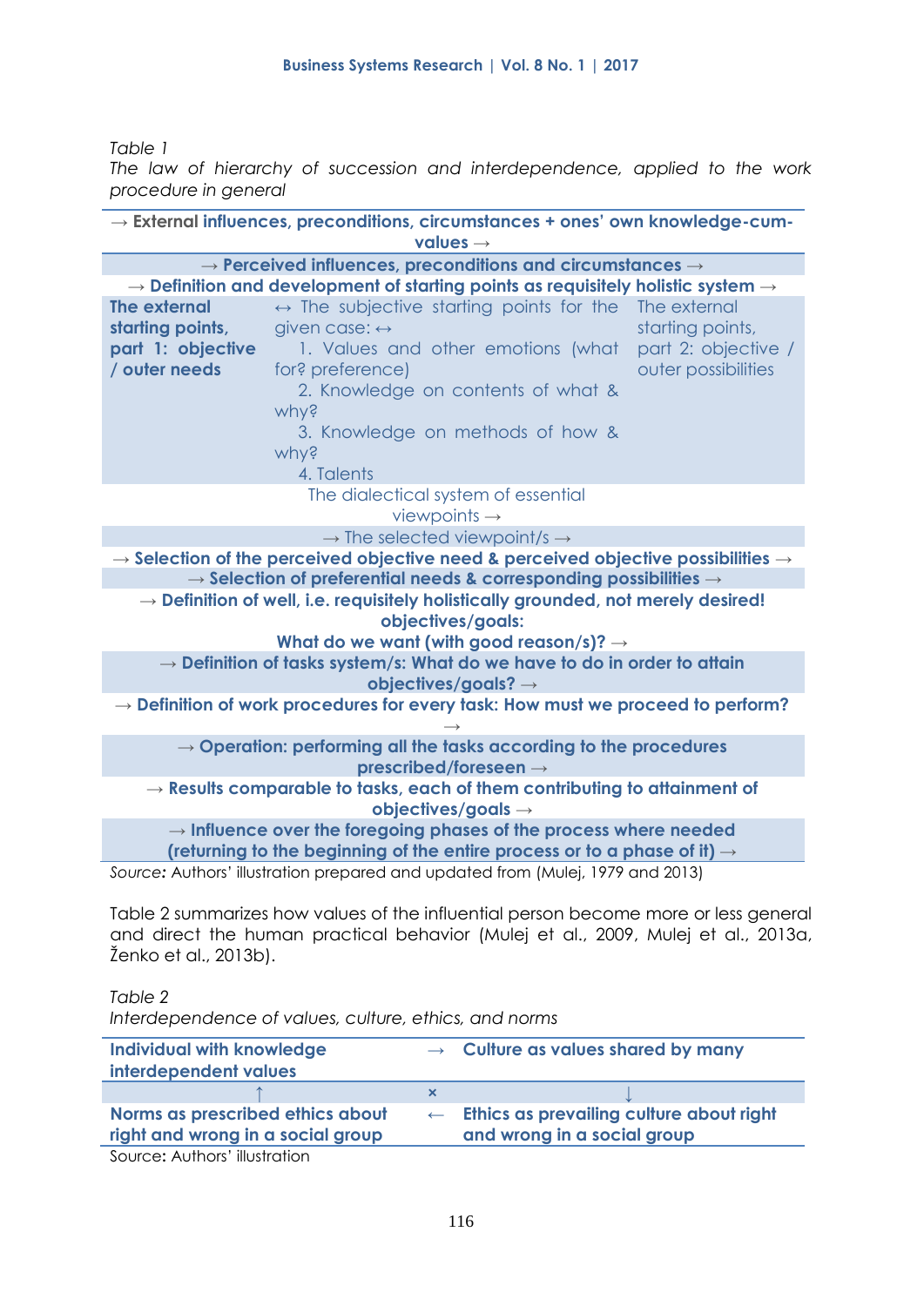*Table 1*

*The law of hierarchy of succession and interdependence, applied to the work procedure in general*

| | | |
|---|---|---|
| → **External influences, preconditions, circumstances + ones' own knowledge-cum-values** → | | |
| → **Perceived influences, preconditions and circumstances** → | | |
| → **Definition and development of starting points as requisitely holistic system** → | | |
| **The external starting points, part 1: objective / outer needs** | ↔ The subjective starting points for the given case: ↔<br>1. Values and other emotions (what for? preference)<br>2. Knowledge on contents of what & why?<br>3. Knowledge on methods of how & why?<br>4. Talents | The external starting points, part 2: objective / outer possibilities |
| The dialectical system of essential viewpoints → | | |
| → The selected viewpoint/s → | | |
| → **Selection of the perceived objective need & perceived objective possibilities** → | | |
| → **Selection of preferential needs & corresponding possibilities** → | | |
| → **Definition of well, i.e. requisitely holistically grounded, not merely desired! objectives/goals: What do we want (with good reason/s)?** → | | |
| → **Definition of tasks system/s: What do we have to do in order to attain objectives/goals?** → | | |
| → **Definition of work procedures for every task: How must we proceed to perform?** → | | |
| → **Operation: performing all the tasks according to the procedures prescribed/foreseen** → | | |
| → **Results comparable to tasks, each of them contributing to attainment of objectives/goals** → | | |
| → **Influence over the foregoing phases of the process where needed (returning to the beginning of the entire process or to a phase of it)** → | | |

*Source:* Authors' illustration prepared and updated from (Mulej, 1979 and 2013)

Table 2 summarizes how values of the influential person become more or less general and direct the human practical behavior (Mulej et al., 2009, Mulej et al., 2013a, Ženko et al., 2013b).

*Table 2*

*Interdependence of values, culture, ethics, and norms*

| | | |
|---|---|---|
| **Individual with knowledge interdependent values** | → | **Culture as values shared by many** |
| ↑ | × | ↓ |
| **Norms as prescribed ethics about right and wrong in a social group** | ← | **Ethics as prevailing culture about right and wrong in a social group** |

Source: Authors' illustration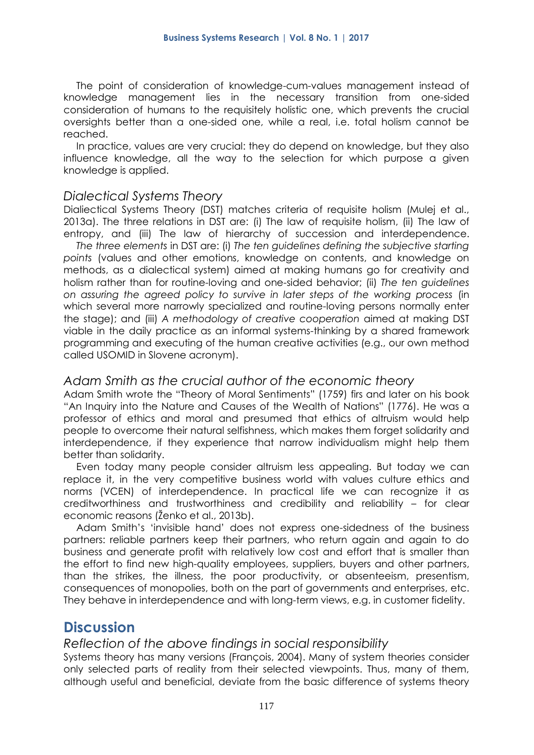The point of consideration of knowledge-cum-values management instead of knowledge management lies in the necessary transition from one-sided consideration of humans to the requisitely holistic one, which prevents the crucial oversights better than a one-sided one, while a real, i.e. total holism cannot be reached.

In practice, values are very crucial: they do depend on knowledge, but they also influence knowledge, all the way to the selection for which purpose a given knowledge is applied.

### *Dialectical Systems Theory*

Dialiectical Systems Theory (DST) matches criteria of requisite holism (Mulej et al., 2013a). The three relations in DST are: (i) The law of requisite holism, (ii) The law of entropy, and (iii) The law of hierarchy of succession and interdependence.

*The three elements* in DST are: (i) *The ten guidelines defining the subjective starting points* (values and other emotions, knowledge on contents, and knowledge on methods, as a dialectical system) aimed at making humans go for creativity and holism rather than for routine-loving and one-sided behavior; (ii) *The ten guidelines on assuring the agreed policy to survive in later steps of the working process* (in which several more narrowly specialized and routine-loving persons normally enter the stage); and (iii) *A methodology of creative cooperation* aimed at making DST viable in the daily practice as an informal systems-thinking by a shared framework programming and executing of the human creative activities (e.g., our own method called USOMID in Slovene acronym).

### *Adam Smith as the crucial author of the economic theory*

Adam Smith wrote the "Theory of Moral Sentiments" (1759) firs and later on his book "An Inquiry into the Nature and Causes of the Wealth of Nations" (1776). He was a professor of ethics and moral and presumed that ethics of altruism would help people to overcome their natural selfishness, which makes them forget solidarity and interdependence, if they experience that narrow individualism might help them better than solidarity.

Even today many people consider altruism less appealing. But today we can replace it, in the very competitive business world with values culture ethics and norms (VCEN) of interdependence. In practical life we can recognize it as creditworthiness and trustworthiness and credibility and reliability – for clear economic reasons (Ženko et al., 2013b).

Adam Smith's 'invisible hand' does not express one-sidedness of the business partners: reliable partners keep their partners, who return again and again to do business and generate profit with relatively low cost and effort that is smaller than the effort to find new high-quality employees, suppliers, buyers and other partners, than the strikes, the illness, the poor productivity, or absenteeism, presentism, consequences of monopolies, both on the part of governments and enterprises, etc. They behave in interdependence and with long-term views, e.g. in customer fidelity.

## Discussion

### *Reflection of the above findings in social responsibility*

Systems theory has many versions (François, 2004). Many of system theories consider only selected parts of reality from their selected viewpoints. Thus, many of them, although useful and beneficial, deviate from the basic difference of systems theory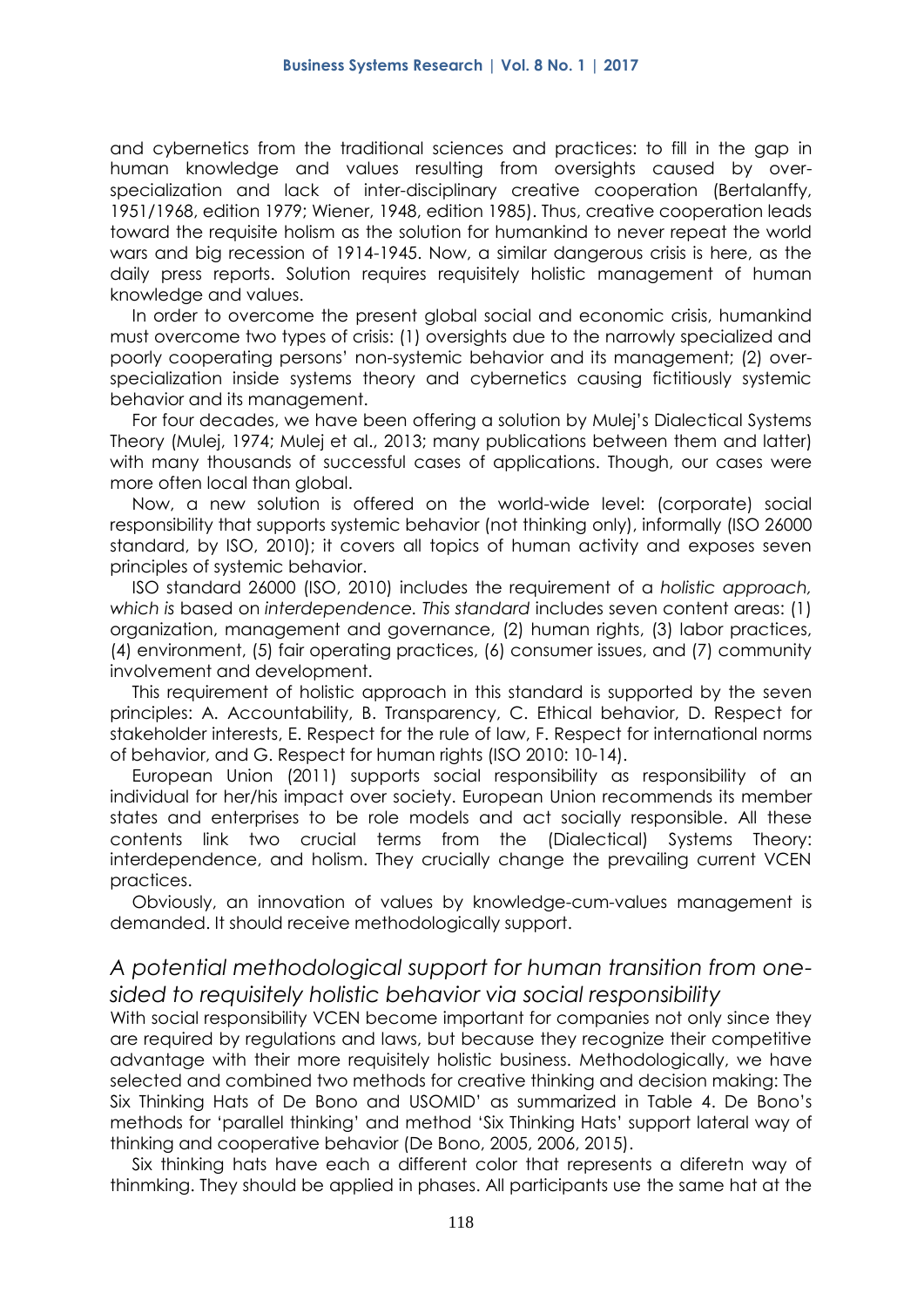and cybernetics from the traditional sciences and practices: to fill in the gap in human knowledge and values resulting from oversights caused by over-specialization and lack of inter-disciplinary creative cooperation (Bertalanffy, 1951/1968, edition 1979; Wiener, 1948, edition 1985). Thus, creative cooperation leads toward the requisite holism as the solution for humankind to never repeat the world wars and big recession of 1914-1945. Now, a similar dangerous crisis is here, as the daily press reports. Solution requires requisitely holistic management of human knowledge and values.

In order to overcome the present global social and economic crisis, humankind must overcome two types of crisis: (1) oversights due to the narrowly specialized and poorly cooperating persons' non-systemic behavior and its management; (2) over-specialization inside systems theory and cybernetics causing fictitiously systemic behavior and its management.

For four decades, we have been offering a solution by Mulej's Dialectical Systems Theory (Mulej, 1974; Mulej et al., 2013; many publications between them and latter) with many thousands of successful cases of applications. Though, our cases were more often local than global.

Now, a new solution is offered on the world-wide level: (corporate) social responsibility that supports systemic behavior (not thinking only), informally (ISO 26000 standard, by ISO, 2010); it covers all topics of human activity and exposes seven principles of systemic behavior.

ISO standard 26000 (ISO, 2010) includes the requirement of a *holistic approach, which is* based on *interdependence. This standard* includes seven content areas: (1) organization, management and governance, (2) human rights, (3) labor practices, (4) environment, (5) fair operating practices, (6) consumer issues, and (7) community involvement and development.

This requirement of holistic approach in this standard is supported by the seven principles: A. Accountability, B. Transparency, C. Ethical behavior, D. Respect for stakeholder interests, E. Respect for the rule of law, F. Respect for international norms of behavior, and G. Respect for human rights (ISO 2010: 10-14).

European Union (2011) supports social responsibility as responsibility of an individual for her/his impact over society. European Union recommends its member states and enterprises to be role models and act socially responsible. All these contents link two crucial terms from the (Dialectical) Systems Theory: interdependence, and holism. They crucially change the prevailing current VCEN practices.

Obviously, an innovation of values by knowledge-cum-values management is demanded. It should receive methodologically support.

## *A potential methodological support for human transition from one-sided to requisitely holistic behavior via social responsibility*

With social responsibility VCEN become important for companies not only since they are required by regulations and laws, but because they recognize their competitive advantage with their more requisitely holistic business. Methodologically, we have selected and combined two methods for creative thinking and decision making: The Six Thinking Hats of De Bono and USOMID' as summarized in Table 4. De Bono's methods for 'parallel thinking' and method 'Six Thinking Hats' support lateral way of thinking and cooperative behavior (De Bono, 2005, 2006, 2015).

Six thinking hats have each a different color that represents a diferetn way of thinmking. They should be applied in phases. All participants use the same hat at the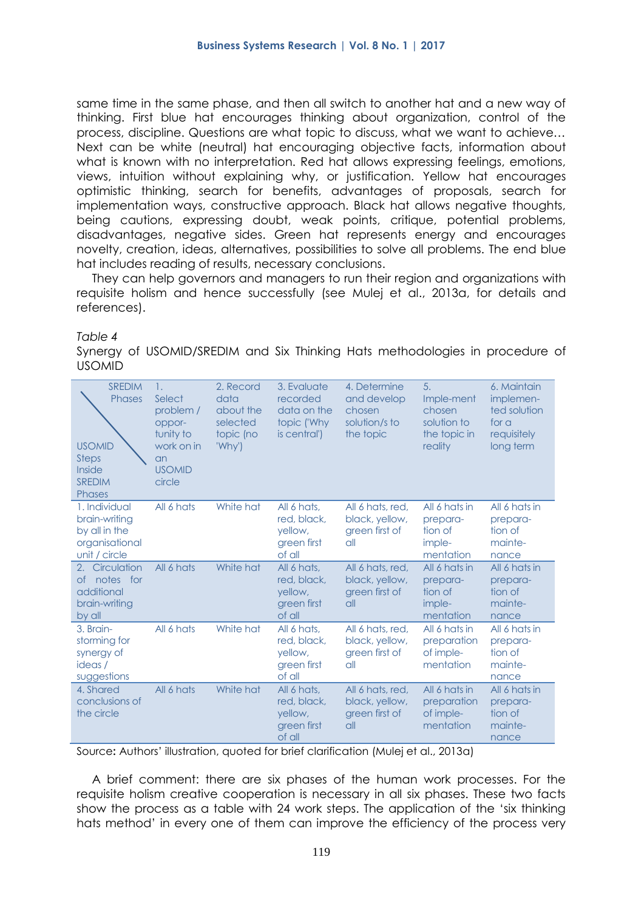same time in the same phase, and then all switch to another hat and a new way of thinking. First blue hat encourages thinking about organization, control of the process, discipline. Questions are what topic to discuss, what we want to achieve… Next can be white (neutral) hat encouraging objective facts, information about what is known with no interpretation. Red hat allows expressing feelings, emotions, views, intuition without explaining why, or justification. Yellow hat encourages optimistic thinking, search for benefits, advantages of proposals, search for implementation ways, constructive approach. Black hat allows negative thoughts, being cautions, expressing doubt, weak points, critique, potential problems, disadvantages, negative sides. Green hat represents energy and encourages novelty, creation, ideas, alternatives, possibilities to solve all problems. The end blue hat includes reading of results, necessary conclusions.

They can help governors and managers to run their region and organizations with requisite holism and hence successfully (see Mulej et al., 2013a, for details and references).

*Table 4*

Synergy of USOMID/SREDIM and Six Thinking Hats methodologies in procedure of USOMID

| SREDIM Phases / USOMID Steps Inside SREDIM Phases | 1. Select problem / opportunity to work on in an USOMID circle | 2. Record data about the selected topic (no 'Why') | 3. Evaluate recorded data on the topic ('Why is central') | 4. Determine and develop chosen solution/s to the topic | 5. Imple-ment chosen solution to the topic in reality | 6. Maintain implemented solution for a requisitely long term |
|---|---|---|---|---|---|---|
| 1. Individual brain-writing by all in the organisational unit / circle | All 6 hats | White hat | All 6 hats, red, black, yellow, green first of all | All 6 hats, red, black, yellow, green first of all | All 6 hats in preparation of implementation | All 6 hats in preparation of maintenance |
| 2. Circulation of notes for additional brain-writing by all | All 6 hats | White hat | All 6 hats, red, black, yellow, green first of all | All 6 hats, red, black, yellow, green first of all | All 6 hats in preparation of implementation | All 6 hats in preparation of maintenance |
| 3. Brain-storming for synergy of ideas / suggestions | All 6 hats | White hat | All 6 hats, red, black, yellow, green first of all | All 6 hats, red, black, yellow, green first of all | All 6 hats in preparation of implementation | All 6 hats in preparation of maintenance |
| 4. Shared conclusions of the circle | All 6 hats | White hat | All 6 hats, red, black, yellow, green first of all | All 6 hats, red, black, yellow, green first of all | All 6 hats in preparation of implementation | All 6 hats in preparation of maintenance |

Source: Authors' illustration, quoted for brief clarification (Mulej et al., 2013a)

A brief comment: there are six phases of the human work processes. For the requisite holism creative cooperation is necessary in all six phases. These two facts show the process as a table with 24 work steps. The application of the 'six thinking hats method' in every one of them can improve the efficiency of the process very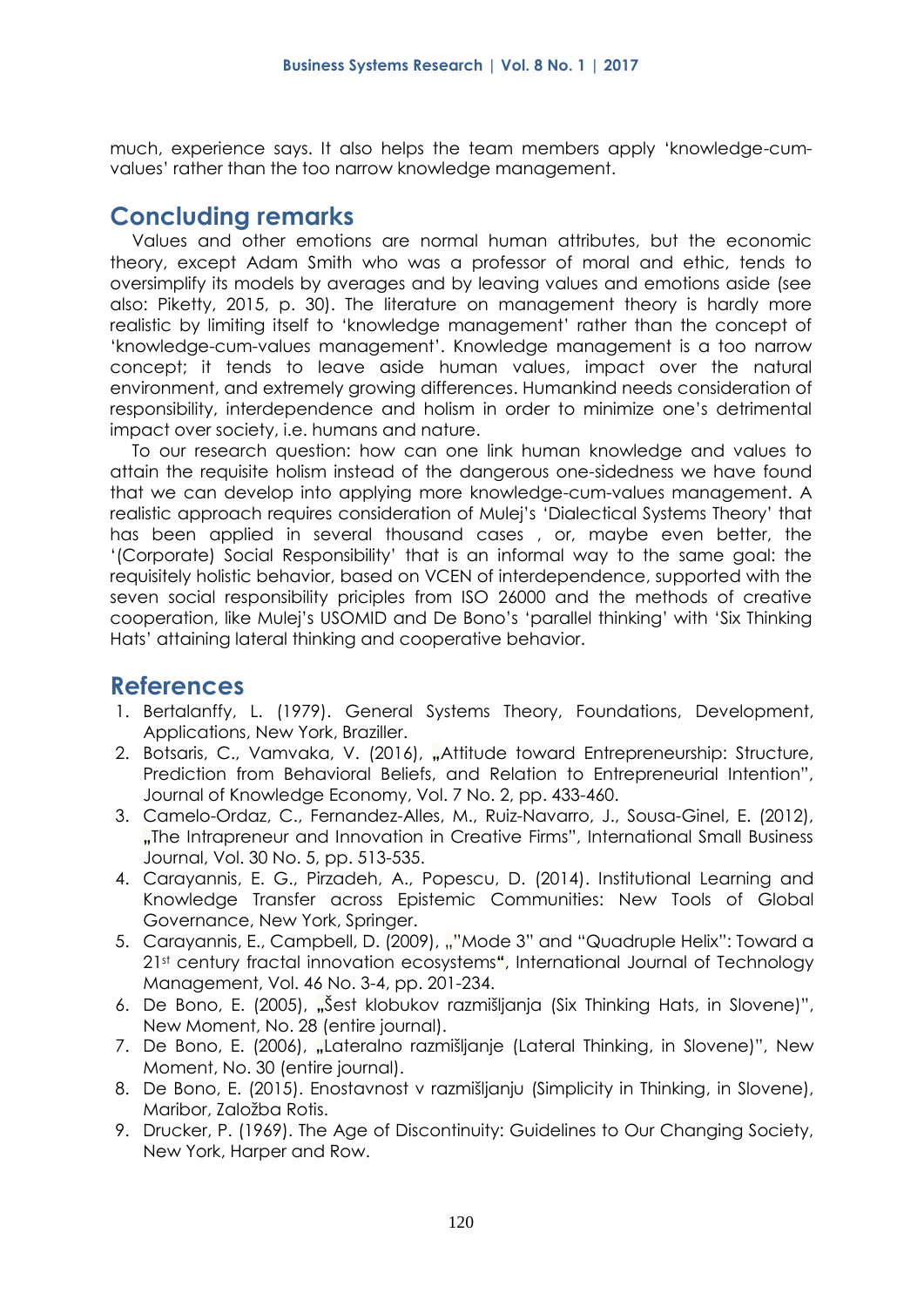much, experience says. It also helps the team members apply 'knowledge-cum-values' rather than the too narrow knowledge management.

## Concluding remarks

Values and other emotions are normal human attributes, but the economic theory, except Adam Smith who was a professor of moral and ethic, tends to oversimplify its models by averages and by leaving values and emotions aside (see also: Piketty, 2015, p. 30). The literature on management theory is hardly more realistic by limiting itself to 'knowledge management' rather than the concept of 'knowledge-cum-values management'. Knowledge management is a too narrow concept; it tends to leave aside human values, impact over the natural environment, and extremely growing differences. Humankind needs consideration of responsibility, interdependence and holism in order to minimize one's detrimental impact over society, i.e. humans and nature.

To our research question: how can one link human knowledge and values to attain the requisite holism instead of the dangerous one-sidedness we have found that we can develop into applying more knowledge-cum-values management. A realistic approach requires consideration of Mulej's 'Dialectical Systems Theory' that has been applied in several thousand cases , or, maybe even better, the '(Corporate) Social Responsibility' that is an informal way to the same goal: the requisitely holistic behavior, based on VCEN of interdependence, supported with the seven social responsibility priciples from ISO 26000 and the methods of creative cooperation, like Mulej's USOMID and De Bono's 'parallel thinking' with 'Six Thinking Hats' attaining lateral thinking and cooperative behavior.

## References

1. Bertalanffy, L. (1979). General Systems Theory, Foundations, Development, Applications, New York, Braziller.
2. Botsaris, C., Vamvaka, V. (2016), „Attitude toward Entrepreneurship: Structure, Prediction from Behavioral Beliefs, and Relation to Entrepreneurial Intention", Journal of Knowledge Economy, Vol. 7 No. 2, pp. 433-460.
3. Camelo-Ordaz, C., Fernandez-Alles, M., Ruiz-Navarro, J., Sousa-Ginel, E. (2012), „The Intrapreneur and Innovation in Creative Firms", International Small Business Journal, Vol. 30 No. 5, pp. 513-535.
4. Carayannis, E. G., Pirzadeh, A., Popescu, D. (2014). Institutional Learning and Knowledge Transfer across Epistemic Communities: New Tools of Global Governance, New York, Springer.
5. Carayannis, E., Campbell, D. (2009), „"Mode 3" and "Quadruple Helix": Toward a 21st century fractal innovation ecosystems", International Journal of Technology Management, Vol. 46 No. 3-4, pp. 201-234.
6. De Bono, E. (2005), „Šest klobukov razmišljanja (Six Thinking Hats, in Slovene)", New Moment, No. 28 (entire journal).
7. De Bono, E. (2006), „Lateralno razmišljanje (Lateral Thinking, in Slovene)", New Moment, No. 30 (entire journal).
8. De Bono, E. (2015). Enostavnost v razmišljanju (Simplicity in Thinking, in Slovene), Maribor, Založba Rotis.
9. Drucker, P. (1969). The Age of Discontinuity: Guidelines to Our Changing Society, New York, Harper and Row.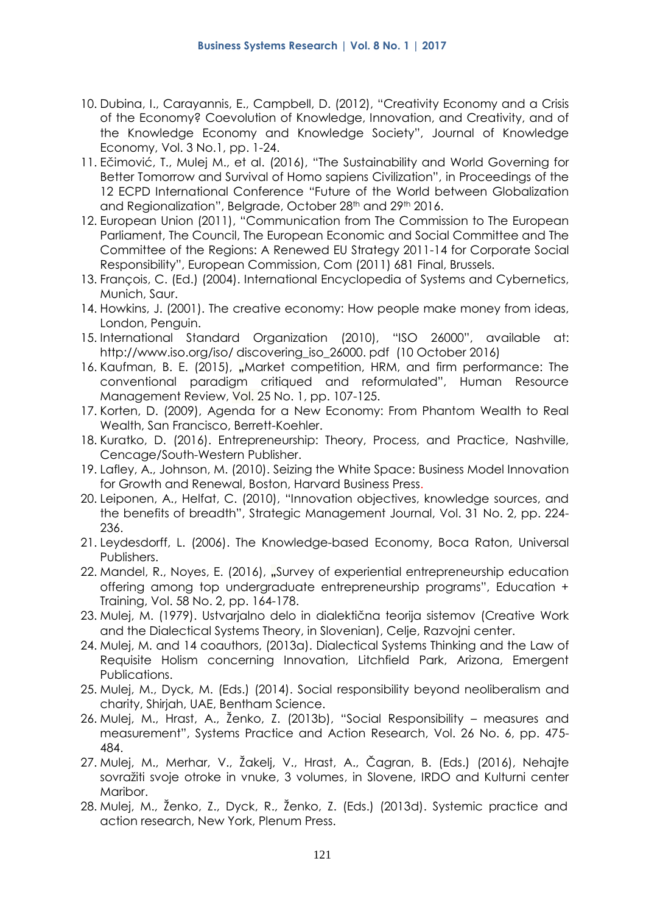10. Dubina, I., Carayannis, E., Campbell, D. (2012), "Creativity Economy and a Crisis of the Economy? Coevolution of Knowledge, Innovation, and Creativity, and of the Knowledge Economy and Knowledge Society", Journal of Knowledge Economy, Vol. 3 No.1, pp. 1-24.
11. Ečimović, T., Mulej M., et al. (2016), "The Sustainability and World Governing for Better Tomorrow and Survival of Homo sapiens Civilization", in Proceedings of the 12 ECPD International Conference "Future of the World between Globalization and Regionalization", Belgrade, October 28th and 29th 2016.
12. European Union (2011), "Communication from The Commission to The European Parliament, The Council, The European Economic and Social Committee and The Committee of the Regions: A Renewed EU Strategy 2011-14 for Corporate Social Responsibility", European Commission, Com (2011) 681 Final, Brussels.
13. François, C. (Ed.) (2004). International Encyclopedia of Systems and Cybernetics, Munich, Saur.
14. Howkins, J. (2001). The creative economy: How people make money from ideas, London, Penguin.
15. International Standard Organization (2010), "ISO 26000", available at: http://www.iso.org/iso/ discovering_iso_26000. pdf (10 October 2016)
16. Kaufman, B. E. (2015), „Market competition, HRM, and firm performance: The conventional paradigm critiqued and reformulated", Human Resource Management Review, Vol. 25 No. 1, pp. 107-125.
17. Korten, D. (2009), Agenda for a New Economy: From Phantom Wealth to Real Wealth, San Francisco, Berrett-Koehler.
18. Kuratko, D. (2016). Entrepreneurship: Theory, Process, and Practice, Nashville, Cencage/South-Western Publisher.
19. Lafley, A., Johnson, M. (2010). Seizing the White Space: Business Model Innovation for Growth and Renewal, Boston, Harvard Business Press.
20. Leiponen, A., Helfat, C. (2010), "Innovation objectives, knowledge sources, and the benefits of breadth", Strategic Management Journal, Vol. 31 No. 2, pp. 224-236.
21. Leydesdorff, L. (2006). The Knowledge-based Economy, Boca Raton, Universal Publishers.
22. Mandel, R., Noyes, E. (2016), „Survey of experiential entrepreneurship education offering among top undergraduate entrepreneurship programs", Education + Training, Vol. 58 No. 2, pp. 164-178.
23. Mulej, M. (1979). Ustvarjalno delo in dialektična teorija sistemov (Creative Work and the Dialectical Systems Theory, in Slovenian), Celje, Razvojni center.
24. Mulej, M. and 14 coauthors, (2013a). Dialectical Systems Thinking and the Law of Requisite Holism concerning Innovation, Litchfield Park, Arizona, Emergent Publications.
25. Mulej, M., Dyck, M. (Eds.) (2014). Social responsibility beyond neoliberalism and charity, Shirjah, UAE, Bentham Science.
26. Mulej, M., Hrast, A., Ženko, Z. (2013b), "Social Responsibility – measures and measurement", Systems Practice and Action Research, Vol. 26 No. 6, pp. 475-484.
27. Mulej, M., Merhar, V., Žakelj, V., Hrast, A., Čagran, B. (Eds.) (2016), Nehajte sovražiti svoje otroke in vnuke, 3 volumes, in Slovene, IRDO and Kulturni center Maribor.
28. Mulej, M., Ženko, Z., Dyck, R., Ženko, Z. (Eds.) (2013d). Systemic practice and action research, New York, Plenum Press.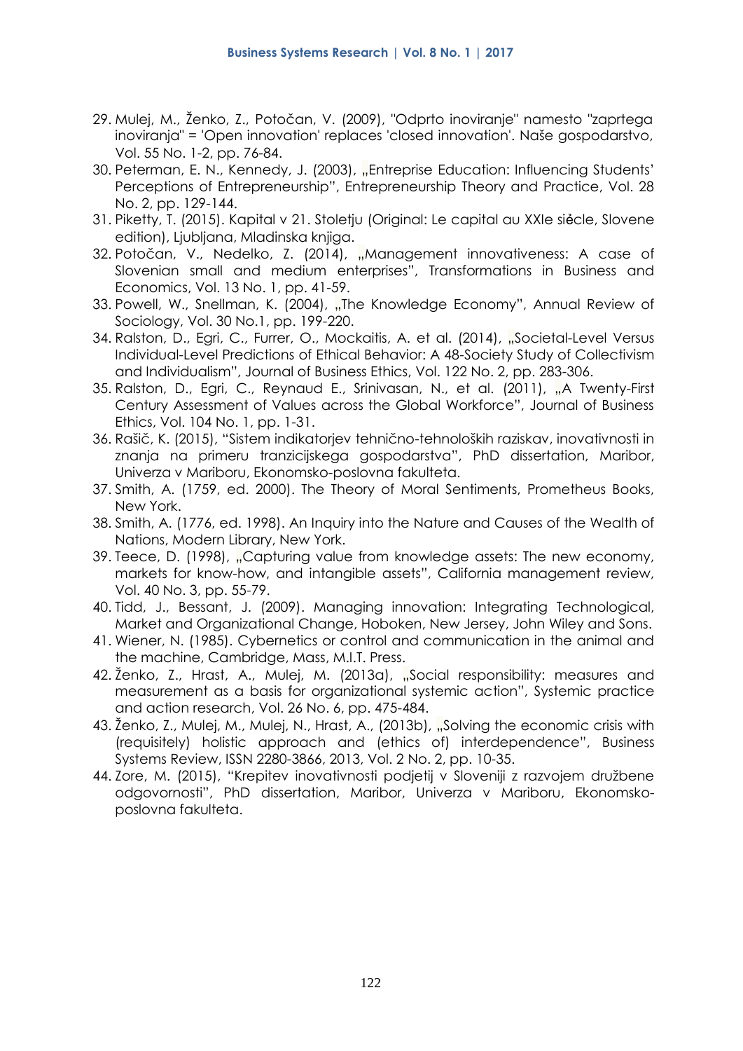29. Mulej, M., Ženko, Z., Potočan, V. (2009), "Odprto inoviranje" namesto "zaprtega inoviranja" = 'Open innovation' replaces 'closed innovation'. Naše gospodarstvo, Vol. 55 No. 1-2, pp. 76-84.
30. Peterman, E. N., Kennedy, J. (2003), „Entreprise Education: Influencing Students' Perceptions of Entrepreneurship", Entrepreneurship Theory and Practice, Vol. 28 No. 2, pp. 129-144.
31. Piketty, T. (2015). Kapital v 21. Stoletju (Original: Le capital au XXIe siècle, Slovene edition), Ljubljana, Mladinska knjiga.
32. Potočan, V., Nedelko, Z. (2014), „Management innovativeness: A case of Slovenian small and medium enterprises", Transformations in Business and Economics, Vol. 13 No. 1, pp. 41-59.
33. Powell, W., Snellman, K. (2004), „The Knowledge Economy", Annual Review of Sociology, Vol. 30 No.1, pp. 199-220.
34. Ralston, D., Egri, C., Furrer, O., Mockaitis, A. et al. (2014), „Societal-Level Versus Individual-Level Predictions of Ethical Behavior: A 48-Society Study of Collectivism and Individualism", Journal of Business Ethics, Vol. 122 No. 2, pp. 283-306.
35. Ralston, D., Egri, C., Reynaud E., Srinivasan, N., et al. (2011), „A Twenty-First Century Assessment of Values across the Global Workforce", Journal of Business Ethics, Vol. 104 No. 1, pp. 1-31.
36. Rašič, K. (2015), "Sistem indikatorjev tehnično-tehnoloških raziskav, inovativnosti in znanja na primeru tranzicijskega gospodarstva", PhD dissertation, Maribor, Univerza v Mariboru, Ekonomsko-poslovna fakulteta.
37. Smith, A. (1759, ed. 2000). The Theory of Moral Sentiments, Prometheus Books, New York.
38. Smith, A. (1776, ed. 1998). An Inquiry into the Nature and Causes of the Wealth of Nations, Modern Library, New York.
39. Teece, D. (1998), „Capturing value from knowledge assets: The new economy, markets for know-how, and intangible assets", California management review, Vol. 40 No. 3, pp. 55-79.
40. Tidd, J., Bessant, J. (2009). Managing innovation: Integrating Technological, Market and Organizational Change, Hoboken, New Jersey, John Wiley and Sons.
41. Wiener, N. (1985). Cybernetics or control and communication in the animal and the machine, Cambridge, Mass, M.I.T. Press.
42. Ženko, Z., Hrast, A., Mulej, M. (2013a), „Social responsibility: measures and measurement as a basis for organizational systemic action", Systemic practice and action research, Vol. 26 No. 6, pp. 475-484.
43. Ženko, Z., Mulej, M., Mulej, N., Hrast, A., (2013b), „Solving the economic crisis with (requisitely) holistic approach and (ethics of) interdependence", Business Systems Review, ISSN 2280-3866, 2013, Vol. 2 No. 2, pp. 10-35.
44. Zore, M. (2015), "Krepitev inovativnosti podjetij v Sloveniji z razvojem družbene odgovornosti", PhD dissertation, Maribor, Univerza v Mariboru, Ekonomsko-poslovna fakulteta.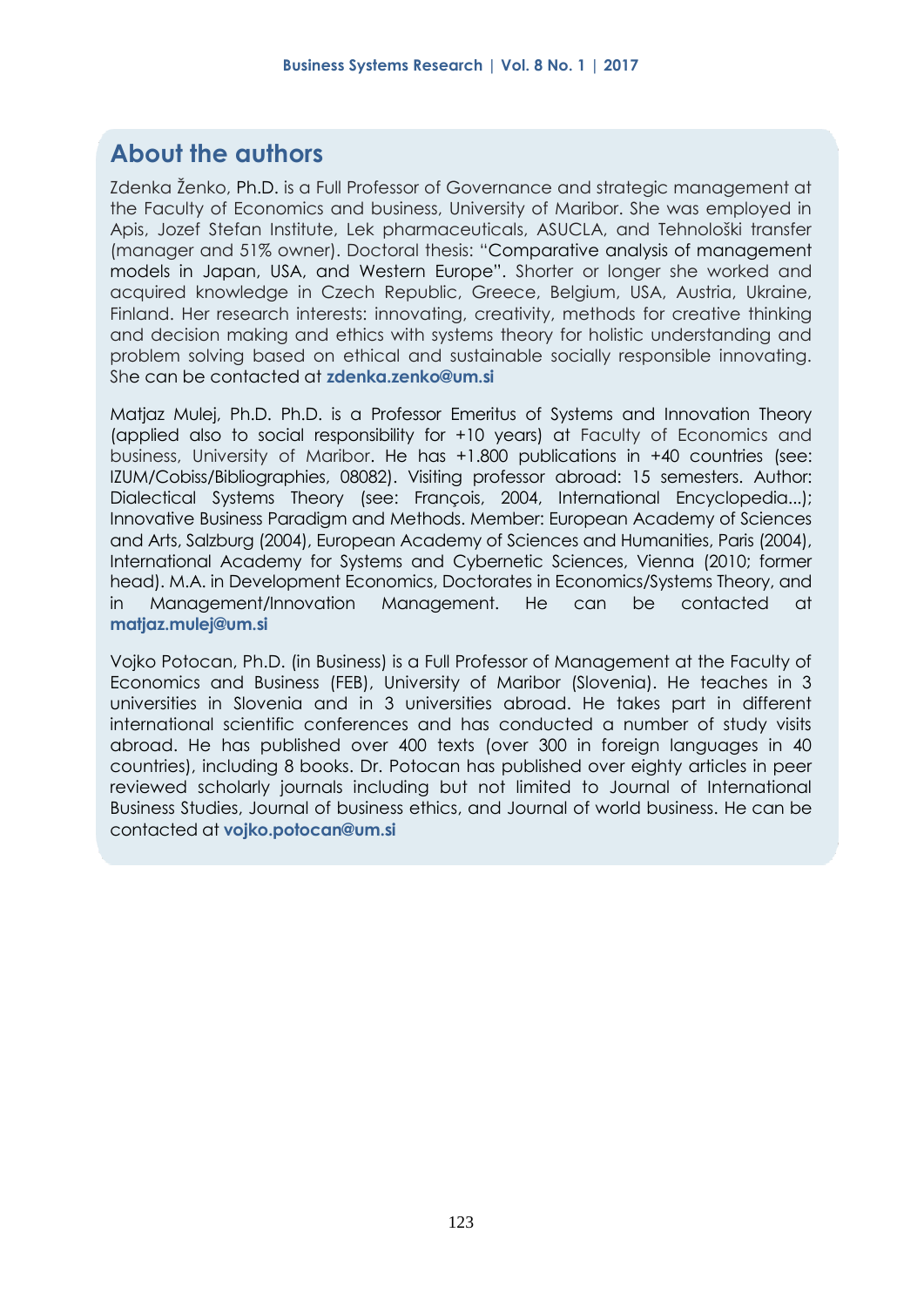## About the authors

Zdenka Ženko, Ph.D. is a Full Professor of Governance and strategic management at the Faculty of Economics and business, University of Maribor. She was employed in Apis, Jozef Stefan Institute, Lek pharmaceuticals, ASUCLA, and Tehnološki transfer (manager and 51% owner). Doctoral thesis: "Comparative analysis of management models in Japan, USA, and Western Europe". Shorter or longer she worked and acquired knowledge in Czech Republic, Greece, Belgium, USA, Austria, Ukraine, Finland. Her research interests: innovating, creativity, methods for creative thinking and decision making and ethics with systems theory for holistic understanding and problem solving based on ethical and sustainable socially responsible innovating. She can be contacted at **zdenka.zenko@um.si**

Matjaz Mulej, Ph.D. Ph.D. is a Professor Emeritus of Systems and Innovation Theory (applied also to social responsibility for +10 years) at Faculty of Economics and business, University of Maribor. He has +1.800 publications in +40 countries (see: IZUM/Cobiss/Bibliographies, 08082). Visiting professor abroad: 15 semesters. Author: Dialectical Systems Theory (see: François, 2004, International Encyclopedia...); Innovative Business Paradigm and Methods. Member: European Academy of Sciences and Arts, Salzburg (2004), European Academy of Sciences and Humanities, Paris (2004), International Academy for Systems and Cybernetic Sciences, Vienna (2010; former head). M.A. in Development Economics, Doctorates in Economics/Systems Theory, and in Management/Innovation Management. He can be contacted at **matjaz.mulej@um.si**

Vojko Potocan, Ph.D. (in Business) is a Full Professor of Management at the Faculty of Economics and Business (FEB), University of Maribor (Slovenia). He teaches in 3 universities in Slovenia and in 3 universities abroad. He takes part in different international scientific conferences and has conducted a number of study visits abroad. He has published over 400 texts (over 300 in foreign languages in 40 countries), including 8 books. Dr. Potocan has published over eighty articles in peer reviewed scholarly journals including but not limited to Journal of International Business Studies, Journal of business ethics, and Journal of world business. He can be contacted at **vojko.potocan@um.si**